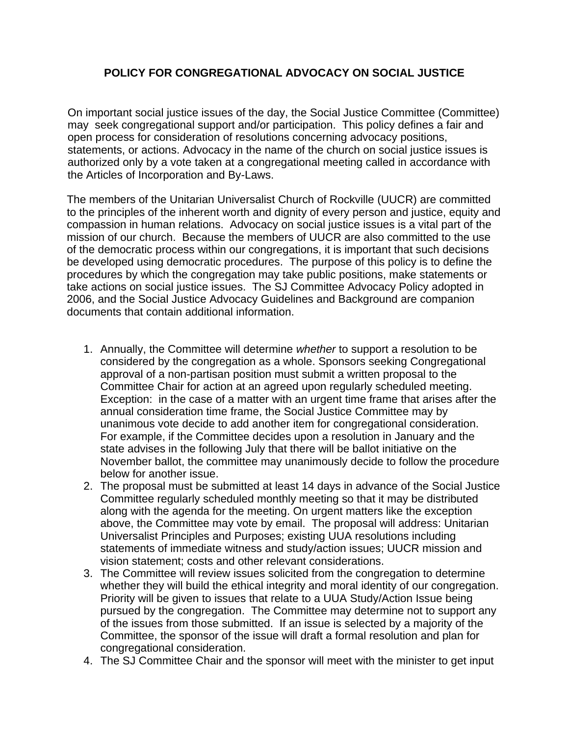# POLICY FOR CONGREGATIONAL ADVOCACY ON SOCIAL JUSTICE

On important social justice issues of the day, the Social Justice Committee (Committee) may seek congregational support and/or participation. This policy defines a fair and open process for consideration of resolutions concerning advocacy positions, statements, or actions. Advocacy in the name of the church on social justice issues is authorized only by a vote taken at a congregational meeting called in accordance with the Articles of Incorporation and By-Laws.

The members of the Unitarian Universalist Church of Rockville (UUCR) are committed to the principles of the inherent worth and dignity of every person and justice, equity and compassion in human relations. Advocacy on social justice issues is a vital part of the mission of our church. Because the members of UUCR are also committed to the use of the democratic process within our congregations, it is important that such decisions be developed using democratic procedures. The purpose of this policy is to define the procedures by which the congregation may take public positions, make statements or take actions on social justice issues. The SJ Committee Advocacy Policy adopted in 2006, and the Social Justice Advocacy Guidelines and Background are companion documents that contain additional information.

1. Annually, the Committee will determine *whether* to support a resolution to be considered by the congregation as a whole. Sponsors seeking Congregational approval of a non-partisan position must submit a written proposal to the Committee Chair for action at an agreed upon regularly scheduled meeting. Exception: in the case of a matter with an urgent time frame that arises after the annual consideration time frame, the Social Justice Committee may by unanimous vote decide to add another item for congregational consideration. For example, if the Committee decides upon a resolution in January and the state advises in the following July that there will be ballot initiative on the November ballot, the committee may unanimously decide to follow the procedure below for another issue.
2. The proposal must be submitted at least 14 days in advance of the Social Justice Committee regularly scheduled monthly meeting so that it may be distributed along with the agenda for the meeting. On urgent matters like the exception above, the Committee may vote by email. The proposal will address: Unitarian Universalist Principles and Purposes; existing UUA resolutions including statements of immediate witness and study/action issues; UUCR mission and vision statement; costs and other relevant considerations.
3. The Committee will review issues solicited from the congregation to determine whether they will build the ethical integrity and moral identity of our congregation. Priority will be given to issues that relate to a UUA Study/Action Issue being pursued by the congregation. The Committee may determine not to support any of the issues from those submitted. If an issue is selected by a majority of the Committee, the sponsor of the issue will draft a formal resolution and plan for congregational consideration.
4. The SJ Committee Chair and the sponsor will meet with the minister to get input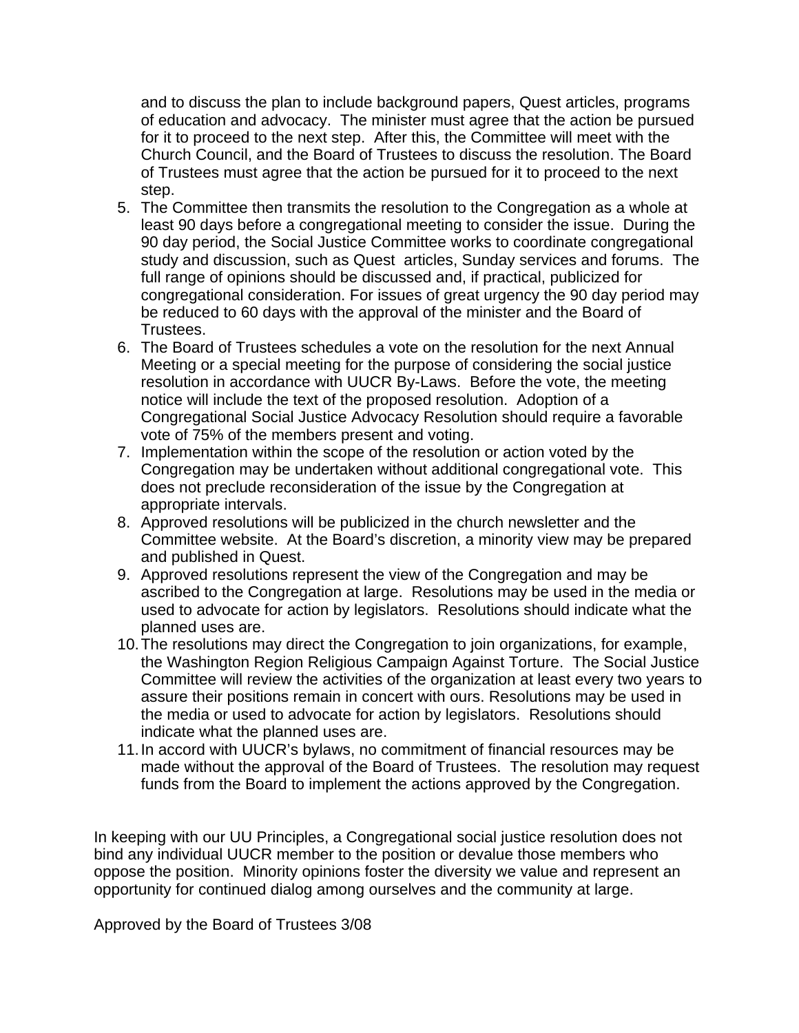and to discuss the plan to include background papers, Quest articles, programs of education and advocacy. The minister must agree that the action be pursued for it to proceed to the next step. After this, the Committee will meet with the Church Council, and the Board of Trustees to discuss the resolution. The Board of Trustees must agree that the action be pursued for it to proceed to the next step.

5. The Committee then transmits the resolution to the Congregation as a whole at least 90 days before a congregational meeting to consider the issue. During the 90 day period, the Social Justice Committee works to coordinate congregational study and discussion, such as Quest articles, Sunday services and forums. The full range of opinions should be discussed and, if practical, publicized for congregational consideration. For issues of great urgency the 90 day period may be reduced to 60 days with the approval of the minister and the Board of Trustees.
6. The Board of Trustees schedules a vote on the resolution for the next Annual Meeting or a special meeting for the purpose of considering the social justice resolution in accordance with UUCR By-Laws. Before the vote, the meeting notice will include the text of the proposed resolution. Adoption of a Congregational Social Justice Advocacy Resolution should require a favorable vote of 75% of the members present and voting.
7. Implementation within the scope of the resolution or action voted by the Congregation may be undertaken without additional congregational vote. This does not preclude reconsideration of the issue by the Congregation at appropriate intervals.
8. Approved resolutions will be publicized in the church newsletter and the Committee website. At the Board's discretion, a minority view may be prepared and published in Quest.
9. Approved resolutions represent the view of the Congregation and may be ascribed to the Congregation at large. Resolutions may be used in the media or used to advocate for action by legislators. Resolutions should indicate what the planned uses are.
10. The resolutions may direct the Congregation to join organizations, for example, the Washington Region Religious Campaign Against Torture. The Social Justice Committee will review the activities of the organization at least every two years to assure their positions remain in concert with ours. Resolutions may be used in the media or used to advocate for action by legislators. Resolutions should indicate what the planned uses are.
11. In accord with UUCR's bylaws, no commitment of financial resources may be made without the approval of the Board of Trustees. The resolution may request funds from the Board to implement the actions approved by the Congregation.

In keeping with our UU Principles, a Congregational social justice resolution does not bind any individual UUCR member to the position or devalue those members who oppose the position. Minority opinions foster the diversity we value and represent an opportunity for continued dialog among ourselves and the community at large.

Approved by the Board of Trustees 3/08